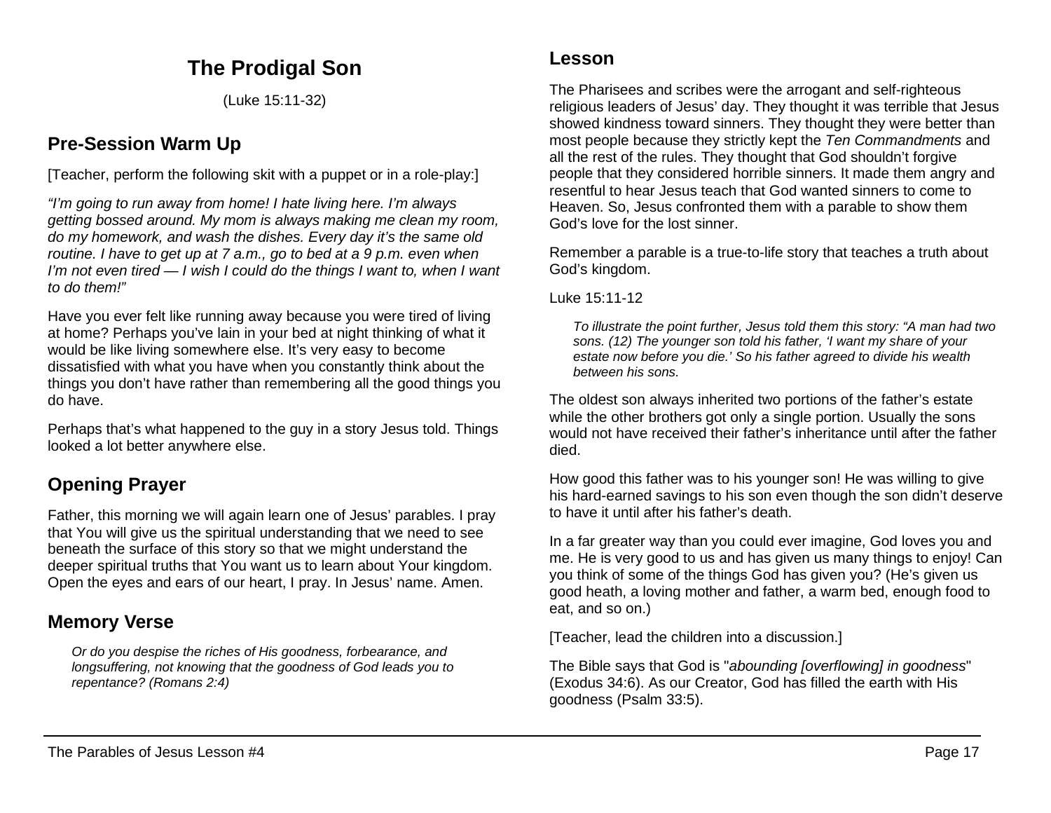# The Prodigal Son

(Luke 15:11-32)

## Pre-Session Warm Up

[Teacher, perform the following skit with a puppet or in a role-play:]

*"I'm going to run away from home! I hate living here. I'm always getting bossed around. My mom is always making me clean my room, do my homework, and wash the dishes. Every day it's the same old routine. I have to get up at 7 a.m., go to bed at a 9 p.m. even when I'm not even tired — I wish I could do the things I want to, when I want to do them!"*

Have you ever felt like running away because you were tired of living at home? Perhaps you've lain in your bed at night thinking of what it would be like living somewhere else. It's very easy to become dissatisfied with what you have when you constantly think about the things you don't have rather than remembering all the good things you do have.

Perhaps that's what happened to the guy in a story Jesus told. Things looked a lot better anywhere else.

## Opening Prayer

Father, this morning we will again learn one of Jesus' parables. I pray that You will give us the spiritual understanding that we need to see beneath the surface of this story so that we might understand the deeper spiritual truths that You want us to learn about Your kingdom. Open the eyes and ears of our heart, I pray. In Jesus' name. Amen.

## Memory Verse

> *Or do you despise the riches of His goodness, forbearance, and longsuffering, not knowing that the goodness of God leads you to repentance? (Romans 2:4)*

## Lesson

The Pharisees and scribes were the arrogant and self-righteous religious leaders of Jesus' day. They thought it was terrible that Jesus showed kindness toward sinners. They thought they were better than most people because they strictly kept the *Ten Commandments* and all the rest of the rules. They thought that God shouldn't forgive people that they considered horrible sinners. It made them angry and resentful to hear Jesus teach that God wanted sinners to come to Heaven. So, Jesus confronted them with a parable to show them God's love for the lost sinner.

Remember a parable is a true-to-life story that teaches a truth about God's kingdom.

Luke 15:11-12

> *To illustrate the point further, Jesus told them this story: "A man had two sons. (12) The younger son told his father, 'I want my share of your estate now before you die.' So his father agreed to divide his wealth between his sons.*

The oldest son always inherited two portions of the father's estate while the other brothers got only a single portion. Usually the sons would not have received their father's inheritance until after the father died.

How good this father was to his younger son! He was willing to give his hard-earned savings to his son even though the son didn't deserve to have it until after his father's death.

In a far greater way than you could ever imagine, God loves you and me. He is very good to us and has given us many things to enjoy! Can you think of some of the things God has given you? (He's given us good heath, a loving mother and father, a warm bed, enough food to eat, and so on.)

[Teacher, lead the children into a discussion.]

The Bible says that God is "*abounding [overflowing] in goodness*" (Exodus 34:6). As our Creator, God has filled the earth with His goodness (Psalm 33:5).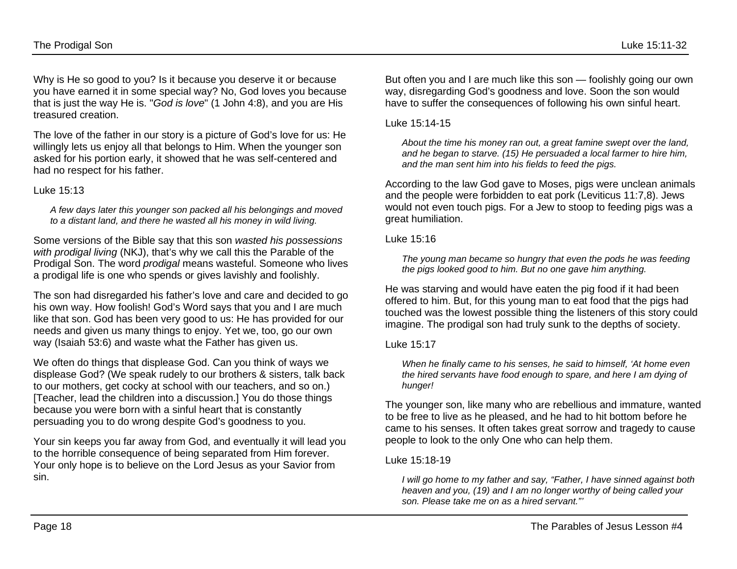Why is He so good to you? Is it because you deserve it or because you have earned it in some special way? No, God loves you because that is just the way He is. "*God is love*" (1 John 4:8), and you are His treasured creation.

The love of the father in our story is a picture of God's love for us: He willingly lets us enjoy all that belongs to Him. When the younger son asked for his portion early, it showed that he was self-centered and had no respect for his father.

Luke 15:13

> *A few days later this younger son packed all his belongings and moved to a distant land, and there he wasted all his money in wild living.*

Some versions of the Bible say that this son *wasted his possessions with prodigal living* (NKJ), that's why we call this the Parable of the Prodigal Son. The word *prodigal* means wasteful. Someone who lives a prodigal life is one who spends or gives lavishly and foolishly.

The son had disregarded his father's love and care and decided to go his own way. How foolish! God's Word says that you and I are much like that son. God has been very good to us: He has provided for our needs and given us many things to enjoy. Yet we, too, go our own way (Isaiah 53:6) and waste what the Father has given us.

We often do things that displease God. Can you think of ways we displease God? (We speak rudely to our brothers & sisters, talk back to our mothers, get cocky at school with our teachers, and so on.) [Teacher, lead the children into a discussion.] You do those things because you were born with a sinful heart that is constantly persuading you to do wrong despite God's goodness to you.

Your sin keeps you far away from God, and eventually it will lead you to the horrible consequence of being separated from Him forever. Your only hope is to believe on the Lord Jesus as your Savior from sin.

But often you and I are much like this son — foolishly going our own way, disregarding God's goodness and love. Soon the son would have to suffer the consequences of following his own sinful heart.

Luke 15:14-15

> *About the time his money ran out, a great famine swept over the land, and he began to starve. (15) He persuaded a local farmer to hire him, and the man sent him into his fields to feed the pigs.*

According to the law God gave to Moses, pigs were unclean animals and the people were forbidden to eat pork (Leviticus 11:7,8). Jews would not even touch pigs. For a Jew to stoop to feeding pigs was a great humiliation.

Luke 15:16

> *The young man became so hungry that even the pods he was feeding the pigs looked good to him. But no one gave him anything.*

He was starving and would have eaten the pig food if it had been offered to him. But, for this young man to eat food that the pigs had touched was the lowest possible thing the listeners of this story could imagine. The prodigal son had truly sunk to the depths of society.

Luke 15:17

> *When he finally came to his senses, he said to himself, 'At home even the hired servants have food enough to spare, and here I am dying of hunger!*

The younger son, like many who are rebellious and immature, wanted to be free to live as he pleased, and he had to hit bottom before he came to his senses. It often takes great sorrow and tragedy to cause people to look to the only One who can help them.

Luke 15:18-19

> *I will go home to my father and say, "Father, I have sinned against both heaven and you, (19) and I am no longer worthy of being called your son. Please take me on as a hired servant."'*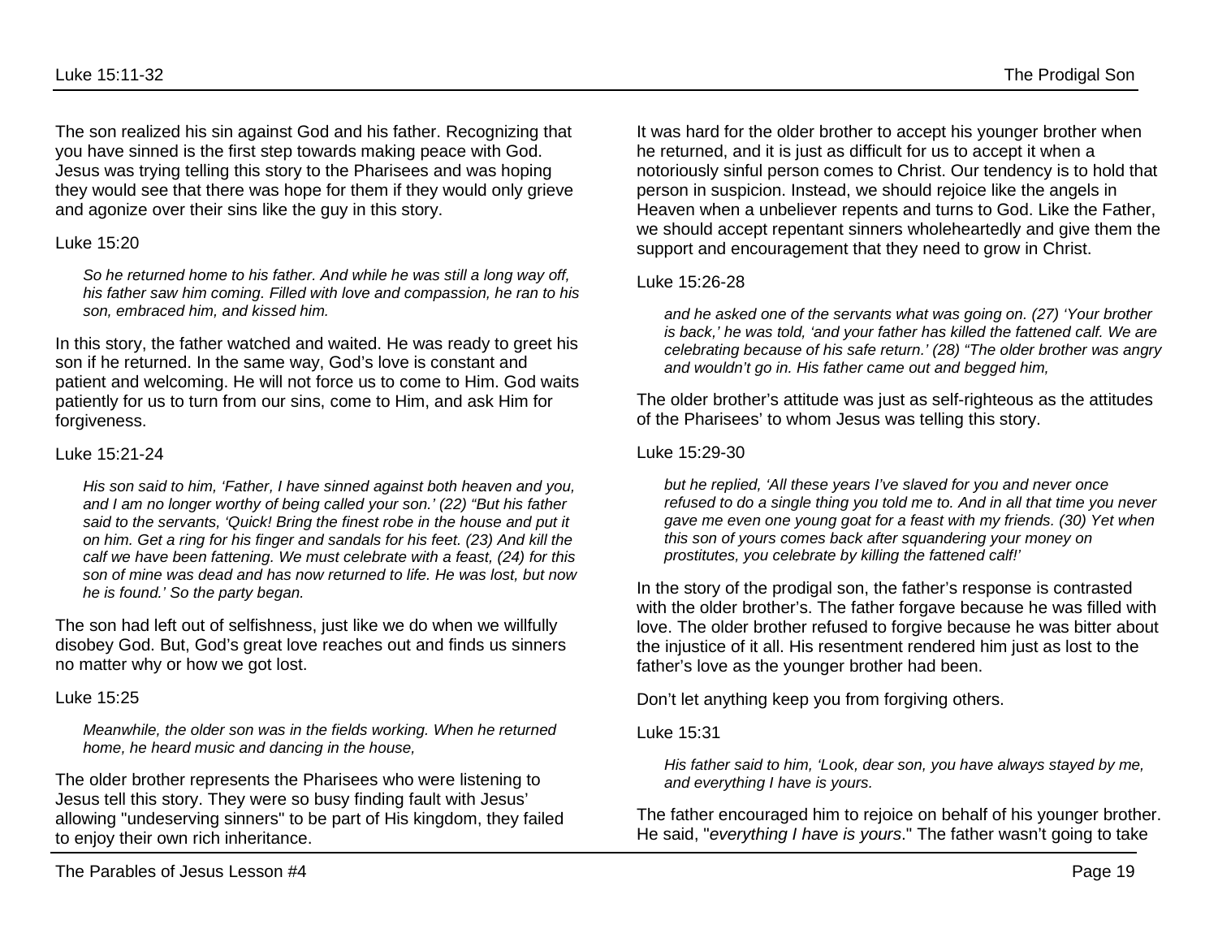The son realized his sin against God and his father. Recognizing that you have sinned is the first step towards making peace with God. Jesus was trying telling this story to the Pharisees and was hoping they would see that there was hope for them if they would only grieve and agonize over their sins like the guy in this story.

Luke 15:20

> *So he returned home to his father. And while he was still a long way off, his father saw him coming. Filled with love and compassion, he ran to his son, embraced him, and kissed him.*

In this story, the father watched and waited. He was ready to greet his son if he returned. In the same way, God's love is constant and patient and welcoming. He will not force us to come to Him. God waits patiently for us to turn from our sins, come to Him, and ask Him for forgiveness.

Luke 15:21-24

> *His son said to him, 'Father, I have sinned against both heaven and you, and I am no longer worthy of being called your son.' (22) "But his father said to the servants, 'Quick! Bring the finest robe in the house and put it on him. Get a ring for his finger and sandals for his feet. (23) And kill the calf we have been fattening. We must celebrate with a feast, (24) for this son of mine was dead and has now returned to life. He was lost, but now he is found.' So the party began.*

The son had left out of selfishness, just like we do when we willfully disobey God. But, God's great love reaches out and finds us sinners no matter why or how we got lost.

Luke 15:25

> *Meanwhile, the older son was in the fields working. When he returned home, he heard music and dancing in the house,*

The older brother represents the Pharisees who were listening to Jesus tell this story. They were so busy finding fault with Jesus' allowing "undeserving sinners" to be part of His kingdom, they failed to enjoy their own rich inheritance.

It was hard for the older brother to accept his younger brother when he returned, and it is just as difficult for us to accept it when a notoriously sinful person comes to Christ. Our tendency is to hold that person in suspicion. Instead, we should rejoice like the angels in Heaven when a unbeliever repents and turns to God. Like the Father, we should accept repentant sinners wholeheartedly and give them the support and encouragement that they need to grow in Christ.

Luke 15:26-28

> *and he asked one of the servants what was going on. (27) 'Your brother is back,' he was told, 'and your father has killed the fattened calf. We are celebrating because of his safe return.' (28) "The older brother was angry and wouldn't go in. His father came out and begged him,*

The older brother's attitude was just as self-righteous as the attitudes of the Pharisees' to whom Jesus was telling this story.

Luke 15:29-30

> *but he replied, 'All these years I've slaved for you and never once refused to do a single thing you told me to. And in all that time you never gave me even one young goat for a feast with my friends. (30) Yet when this son of yours comes back after squandering your money on prostitutes, you celebrate by killing the fattened calf!'*

In the story of the prodigal son, the father's response is contrasted with the older brother's. The father forgave because he was filled with love. The older brother refused to forgive because he was bitter about the injustice of it all. His resentment rendered him just as lost to the father's love as the younger brother had been.

Don't let anything keep you from forgiving others.

Luke 15:31

> *His father said to him, 'Look, dear son, you have always stayed by me, and everything I have is yours.*

The father encouraged him to rejoice on behalf of his younger brother. He said, "*everything I have is yours*." The father wasn't going to take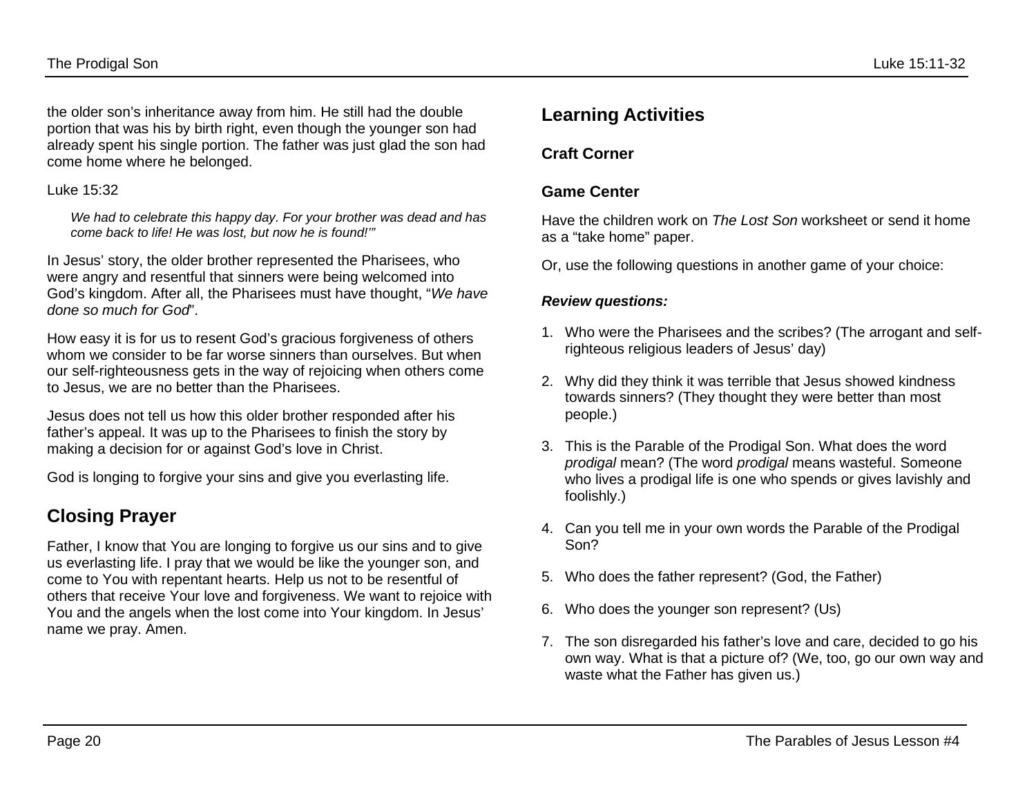the older son's inheritance away from him. He still had the double portion that was his by birth right, even though the younger son had already spent his single portion. The father was just glad the son had come home where he belonged.

Luke 15:32

> *We had to celebrate this happy day. For your brother was dead and has come back to life! He was lost, but now he is found!'"*

In Jesus' story, the older brother represented the Pharisees, who were angry and resentful that sinners were being welcomed into God's kingdom. After all, the Pharisees must have thought, "*We have done so much for God*".

How easy it is for us to resent God's gracious forgiveness of others whom we consider to be far worse sinners than ourselves. But when our self-righteousness gets in the way of rejoicing when others come to Jesus, we are no better than the Pharisees.

Jesus does not tell us how this older brother responded after his father's appeal. It was up to the Pharisees to finish the story by making a decision for or against God's love in Christ.

God is longing to forgive your sins and give you everlasting life.

## Closing Prayer

Father, I know that You are longing to forgive us our sins and to give us everlasting life. I pray that we would be like the younger son, and come to You with repentant hearts. Help us not to be resentful of others that receive Your love and forgiveness. We want to rejoice with You and the angels when the lost come into Your kingdom. In Jesus' name we pray. Amen.

## Learning Activities

### Craft Corner

### Game Center

Have the children work on *The Lost Son* worksheet or send it home as a "take home" paper.

Or, use the following questions in another game of your choice:

***Review questions:***

1. Who were the Pharisees and the scribes? (The arrogant and self-righteous religious leaders of Jesus' day)
2. Why did they think it was terrible that Jesus showed kindness towards sinners? (They thought they were better than most people.)
3. This is the Parable of the Prodigal Son. What does the word *prodigal* mean? (The word *prodigal* means wasteful. Someone who lives a prodigal life is one who spends or gives lavishly and foolishly.)
4. Can you tell me in your own words the Parable of the Prodigal Son?
5. Who does the father represent? (God, the Father)
6. Who does the younger son represent? (Us)
7. The son disregarded his father's love and care, decided to go his own way. What is that a picture of? (We, too, go our own way and waste what the Father has given us.)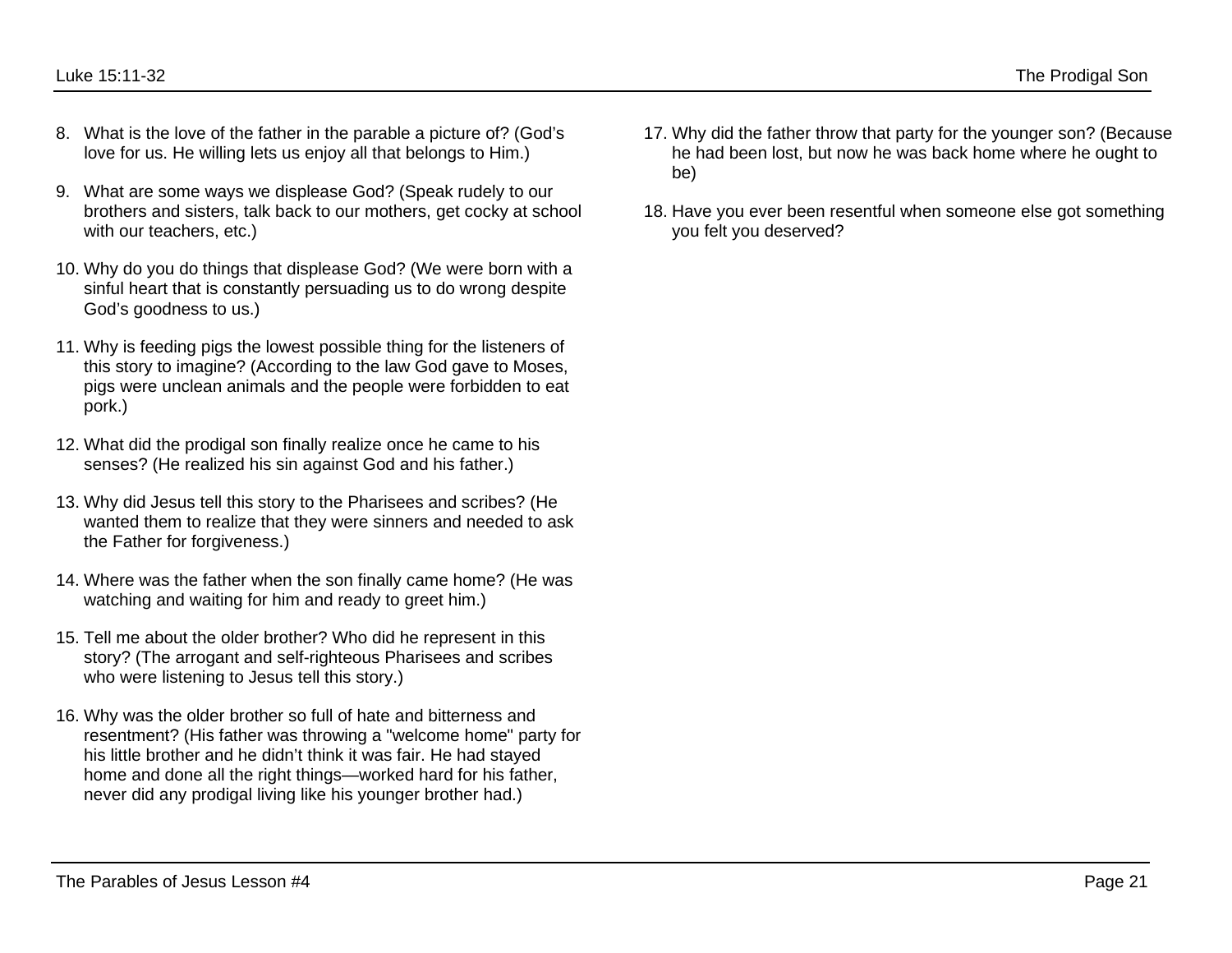8. What is the love of the father in the parable a picture of? (God's love for us. He willing lets us enjoy all that belongs to Him.)

9. What are some ways we displease God? (Speak rudely to our brothers and sisters, talk back to our mothers, get cocky at school with our teachers, etc.)

10. Why do you do things that displease God? (We were born with a sinful heart that is constantly persuading us to do wrong despite God's goodness to us.)

11. Why is feeding pigs the lowest possible thing for the listeners of this story to imagine? (According to the law God gave to Moses, pigs were unclean animals and the people were forbidden to eat pork.)

12. What did the prodigal son finally realize once he came to his senses? (He realized his sin against God and his father.)

13. Why did Jesus tell this story to the Pharisees and scribes? (He wanted them to realize that they were sinners and needed to ask the Father for forgiveness.)

14. Where was the father when the son finally came home? (He was watching and waiting for him and ready to greet him.)

15. Tell me about the older brother? Who did he represent in this story? (The arrogant and self-righteous Pharisees and scribes who were listening to Jesus tell this story.)

16. Why was the older brother so full of hate and bitterness and resentment? (His father was throwing a "welcome home" party for his little brother and he didn't think it was fair. He had stayed home and done all the right things—worked hard for his father, never did any prodigal living like his younger brother had.)

17. Why did the father throw that party for the younger son? (Because he had been lost, but now he was back home where he ought to be)

18. Have you ever been resentful when someone else got something you felt you deserved?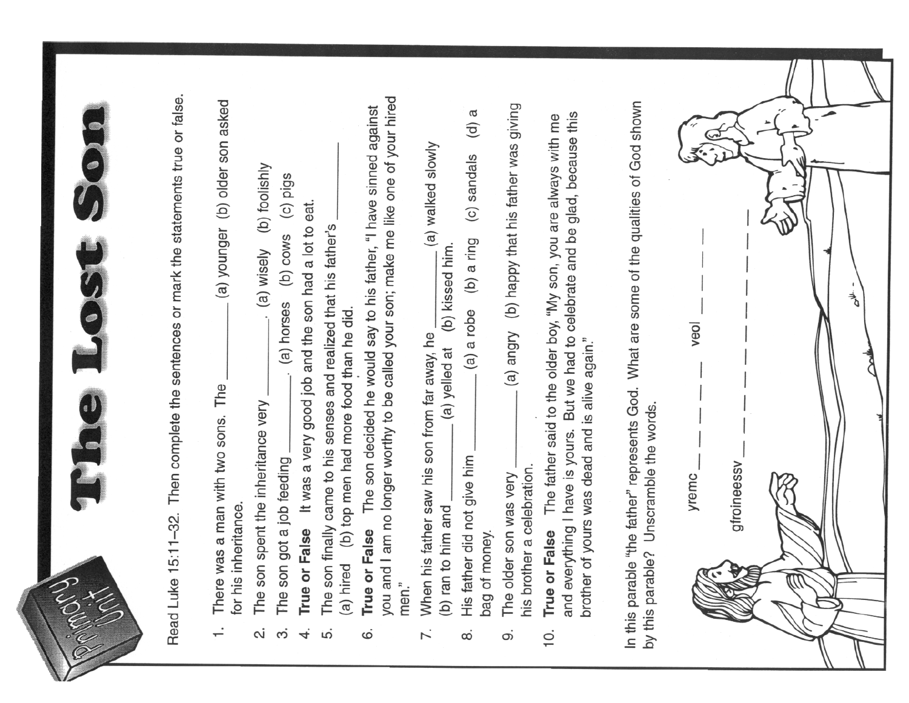# The Lost Son

Primary Unit

Read Luke 15:11–32. Then complete the sentences or mark the statements true or false.

1. There was a man with two sons. The _______ (a) younger (b) older son asked for his inheritance.
2. The son spent the inheritance very _______. (a) wisely (b) foolishly
3. The son got a job feeding _______. (a) horses (b) cows (c) pigs
4. **True or False** It was a very good job and the son had a lot to eat.
5. The son finally came to his senses and realized that his father's _______ (a) hired (b) top men had more food than he did.
6. **True or False** The son decided he would say to his father, "I have sinned against you and I am no longer worthy to be called your son; make me like one of your hired men."
7. When his father saw his son from far away, he _______ (a) walked slowly (b) ran to him and _______ (a) yelled at (b) kissed him.
8. His father did not give him _______ (a) a robe (b) a ring (c) sandals (d) a bag of money.
9. The older son was very _______ (a) angry (b) happy that his father was giving his brother a celebration.
10. **True or False** The father said to the older boy, "My son, you are always with me and everything I have is yours. But we had to celebrate and be glad, because this brother of yours was dead and is alive again."

In this parable "the father" represents God. What are some of the qualities of God shown by this parable? Unscramble the words.

yremc _ _ _ _ _ veol _ _ _ _

gfroineessv _ _ _ _ _ _ _ _ _ _ _